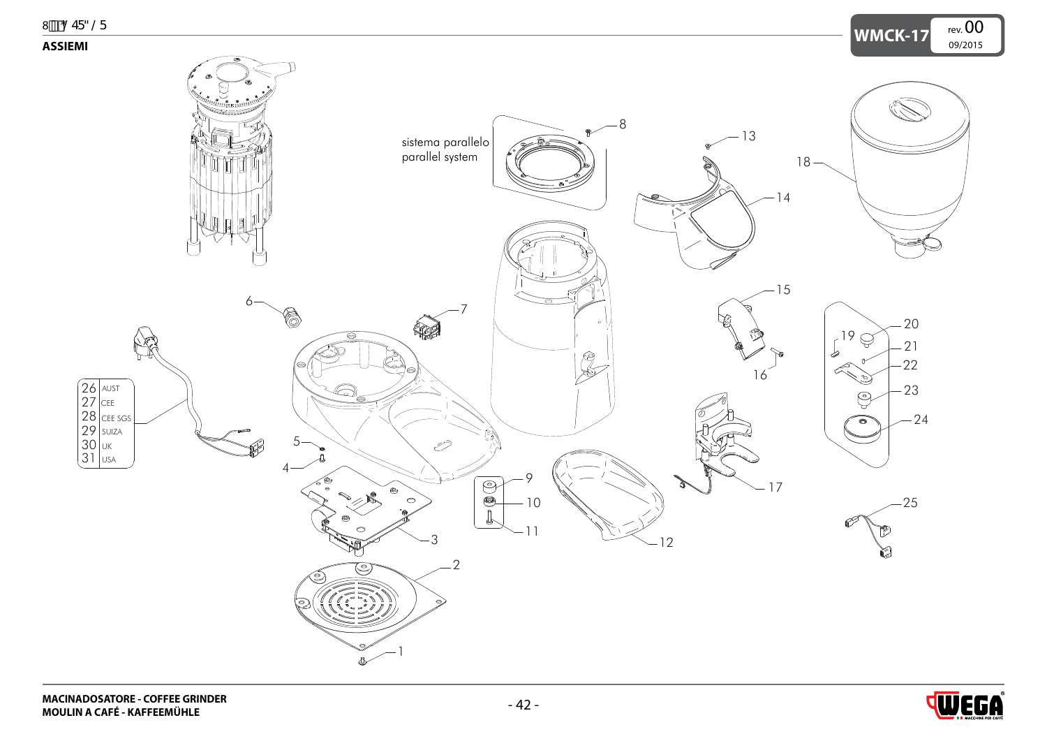## ASSIEMI

sistema parallelo
parallel system

| | |
|---|---|
| 26 | AUST |
| 27 | CEE |
| 28 | CEE SGS |
| 29 | SUIZA |
| 30 | UK |
| 31 | USA |

1
2
3
4
5
6
7
8
9
10
11
12
13
14
15
16
17
18
19
20
21
22
23
24
25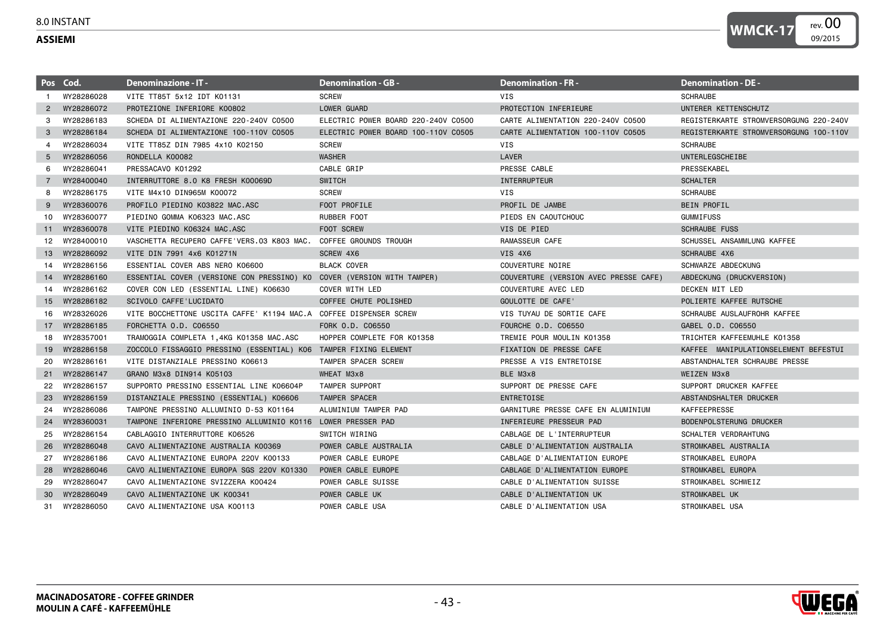| Pos | Cod. | Denominazione - IT - | Denomination - GB - | Denomination - FR - | Denomination - DE - |
|---|---|---|---|---|---|
| 1 | WY28286028 | VITE TT85T 5x12 IDT K01131 | SCREW | VIS | SCHRAUBE |
| 2 | WY28286072 | PROTEZIONE INFERIORE K00802 | LOWER GUARD | PROTECTION INFERIEURE | UNTERER KETTENSCHUTZ |
| 3 | WY28286183 | SCHEDA DI ALIMENTAZIONE 220-240V C0500 | ELECTRIC POWER BOARD 220-240V C0500 | CARTE ALIMENTATION 220-240V C0500 | REGISTERKARTE STROMVERSORGUNG 220-240V |
| 3 | WY28286184 | SCHEDA DI ALIMENTAZIONE 100-110V C0505 | ELECTRIC POWER BOARD 100-110V C0505 | CARTE ALIMENTATION 100-110V C0505 | REGISTERKARTE STROMVERSORGUNG 100-110V |
| 4 | WY28286034 | VITE TT85Z DIN 7985 4x10 K02150 | SCREW | VIS | SCHRAUBE |
| 5 | WY28286056 | RONDELLA K00082 | WASHER | LAVER | UNTERLEGSCHEIBE |
| 6 | WY28286041 | PRESSACAVO K01292 | CABLE GRIP | PRESSE CABLE | PRESSEKABEL |
| 7 | WY28400040 | INTERRUTTORE 8.0 K8 FRESH K00069D | SWITCH | INTERRUPTEUR | SCHALTER |
| 8 | WY28286175 | VITE M4x10 DIN965M K00072 | SCREW | VIS | SCHRAUBE |
| 9 | WY28360076 | PROFILO PIEDINO K03822 MAC.ASC | FOOT PROFILE | PROFIL DE JAMBE | BEIN PROFIL |
| 10 | WY28360077 | PIEDINO GOMMA K06323 MAC.ASC | RUBBER FOOT | PIEDS EN CAOUTCHOUC | GUMMIFUSS |
| 11 | WY28360078 | VITE PIEDINO K06324 MAC.ASC | FOOT SCREW | VIS DE PIED | SCHRAUBE FUSS |
| 12 | WY28400010 | VASCHETTA RECUPERO CAFFE'VERS.03 K803 MAC. | COFFEE GROUNDS TROUGH | RAMASSEUR CAFE | SCHUSSEL ANSAMMLUNG KAFFEE |
| 13 | WY28286092 | VITE DIN 7991 4x6 K01271N | SCREW 4X6 | VIS 4X6 | SCHRAUBE 4X6 |
| 14 | WY28286156 | ESSENTIAL COVER ABS NERO K06600 | BLACK COVER | COUVERTURE NOIRE | SCHWARZE ABDECKUNG |
| 14 | WY28286160 | ESSENTIAL COVER (VERSIONE CON PRESSINO) KO | COVER (VERSION WITH TAMPER) | COUVERTURE (VERSION AVEC PRESSE CAFE) | ABDECKUNG (DRUCKVERSION) |
| 14 | WY28286162 | COVER CON LED (ESSENTIAL LINE) K06630 | COVER WITH LED | COUVERTURE AVEC LED | DECKEN MIT LED |
| 15 | WY28286182 | SCIVOLO CAFFE'LUCIDATO | COFFEE CHUTE POLISHED | GOULOTTE DE CAFE' | POLIERTE KAFFEE RUTSCHE |
| 16 | WY28326026 | VITE BOCCHETTONE USCITA CAFFE' K1194 MAC.A | COFFEE DISPENSER SCREW | VIS TUYAU DE SORTIE CAFE | SCHRAUBE AUSLAUFROHR KAFFEE |
| 17 | WY28286185 | FORCHETTA O.D. C06550 | FORK O.D. C06550 | FOURCHE O.D. C06550 | GABEL O.D. C06550 |
| 18 | WY28357001 | TRAMOGGIA COMPLETA 1,4KG K01358 MAC.ASC | HOPPER COMPLETE FOR K01358 | TREMIE POUR MOULIN K01358 | TRICHTER KAFFEEMUHLE K01358 |
| 19 | WY28286158 | ZOCCOLO FISSAGGIO PRESSINO (ESSENTIAL) K06 | TAMPER FIXING ELEMENT | FIXATION DE PRESSE CAFE | KAFFEE MANIPULATIONSELEMENT BEFESTUI |
| 20 | WY28286161 | VITE DISTANZIALE PRESSINO K06613 | TAMPER SPACER SCREW | PRESSE A VIS ENTRETOISE | ABSTANDHALTER SCHRAUBE PRESSE |
| 21 | WY28286147 | GRANO M3x8 DIN914 K05103 | WHEAT M3x8 | BLE M3x8 | WEIZEN M3x8 |
| 22 | WY28286157 | SUPPORTO PRESSINO ESSENTIAL LINE K06604P | TAMPER SUPPORT | SUPPORT DE PRESSE CAFE | SUPPORT DRUCKER KAFFEE |
| 23 | WY28286159 | DISTANZIALE PRESSINO (ESSENTIAL) K06606 | TAMPER SPACER | ENTRETOISE | ABSTANDSHALTER DRUCKER |
| 24 | WY28286086 | TAMPONE PRESSINO ALLUMINIO D-53 K01164 | ALUMINIUM TAMPER PAD | GARNITURE PRESSE CAFE EN ALUMINIUM | KAFFEEPRESSE |
| 24 | WY28360031 | TAMPONE INFERIORE PRESSINO ALLUMINIO K0116 | LOWER PRESSER PAD | INFERIEURE PRESSEUR PAD | BODENPOLSTERUNG DRUCKER |
| 25 | WY28286154 | CABLAGGIO INTERRUTTORE K06526 | SWITCH WIRING | CABLAGE DE L'INTERRUPTEUR | SCHALTER VERDRAHTUNG |
| 26 | WY28286048 | CAVO ALIMENTAZIONE AUSTRALIA K00369 | POWER CABLE AUSTRALIA | CABLE D'ALIMENTATION AUSTRALIA | STROMKABEL AUSTRALIA |
| 27 | WY28286186 | CAVO ALIMENTAZIONE EUROPA 220V K00133 | POWER CABLE EUROPE | CABLAGE D'ALIMENTATION EUROPE | STROMKABEL EUROPA |
| 28 | WY28286046 | CAVO ALIMENTAZIONE EUROPA SGS 220V K01330 | POWER CABLE EUROPE | CABLAGE D'ALIMENTATION EUROPE | STROMKABEL EUROPA |
| 29 | WY28286047 | CAVO ALIMENTAZIONE SVIZZERA K00424 | POWER CABLE SUISSE | CABLE D'ALIMENTATION SUISSE | STROMKABEL SCHWEIZ |
| 30 | WY28286049 | CAVO ALIMENTAZIONE UK K00341 | POWER CABLE UK | CABLE D'ALIMENTATION UK | STROMKABEL UK |
| 31 | WY28286050 | CAVO ALIMENTAZIONE USA K00113 | POWER CABLE USA | CABLE D'ALIMENTATION USA | STROMKABEL USA |